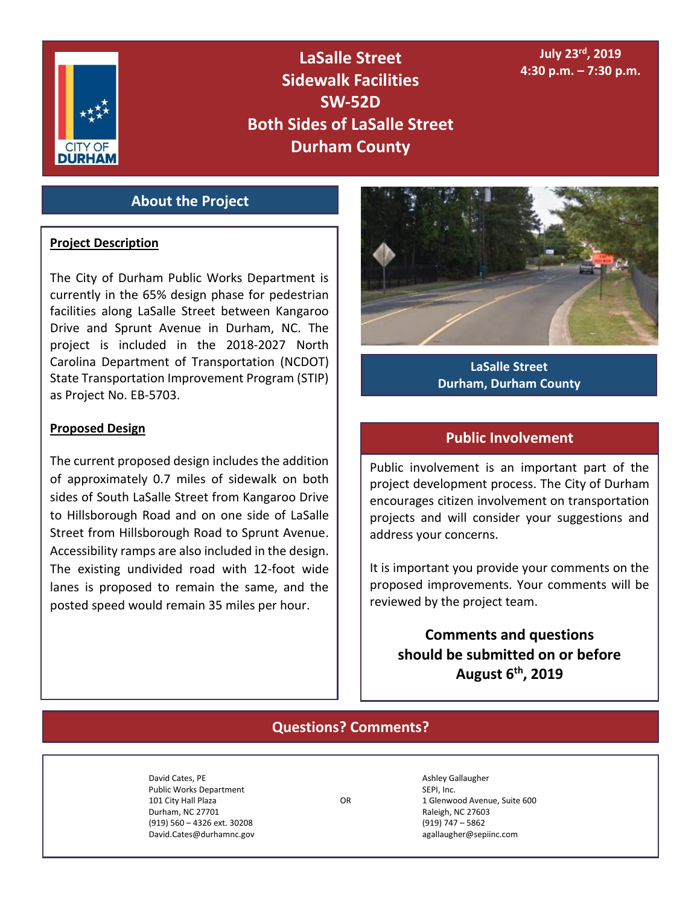# LaSalle Street Sidewalk Facilities SW-52D Both Sides of LaSalle Street Durham County

**July 23rd, 2019**
**4:30 p.m. – 7:30 p.m.**

## About the Project

**Project Description**

The City of Durham Public Works Department is currently in the 65% design phase for pedestrian facilities along LaSalle Street between Kangaroo Drive and Sprunt Avenue in Durham, NC. The project is included in the 2018-2027 North Carolina Department of Transportation (NCDOT) State Transportation Improvement Program (STIP) as Project No. EB-5703.

**Proposed Design**

The current proposed design includes the addition of approximately 0.7 miles of sidewalk on both sides of South LaSalle Street from Kangaroo Drive to Hillsborough Road and on one side of LaSalle Street from Hillsborough Road to Sprunt Avenue. Accessibility ramps are also included in the design. The existing undivided road with 12-foot wide lanes is proposed to remain the same, and the posted speed would remain 35 miles per hour.

LaSalle Street
Durham, Durham County

## Public Involvement

Public involvement is an important part of the project development process. The City of Durham encourages citizen involvement on transportation projects and will consider your suggestions and address your concerns.

It is important you provide your comments on the proposed improvements. Your comments will be reviewed by the project team.

**Comments and questions should be submitted on or before August 6th, 2019**

## Questions? Comments?

David Cates, PE
Public Works Department
101 City Hall Plaza
Durham, NC 27701
(919) 560 – 4326 ext. 30208
David.Cates@durhamnc.gov

OR

Ashley Gallaugher
SEPI, Inc.
1 Glenwood Avenue, Suite 600
Raleigh, NC 27603
(919) 747 – 5862
agallaugher@sepiinc.com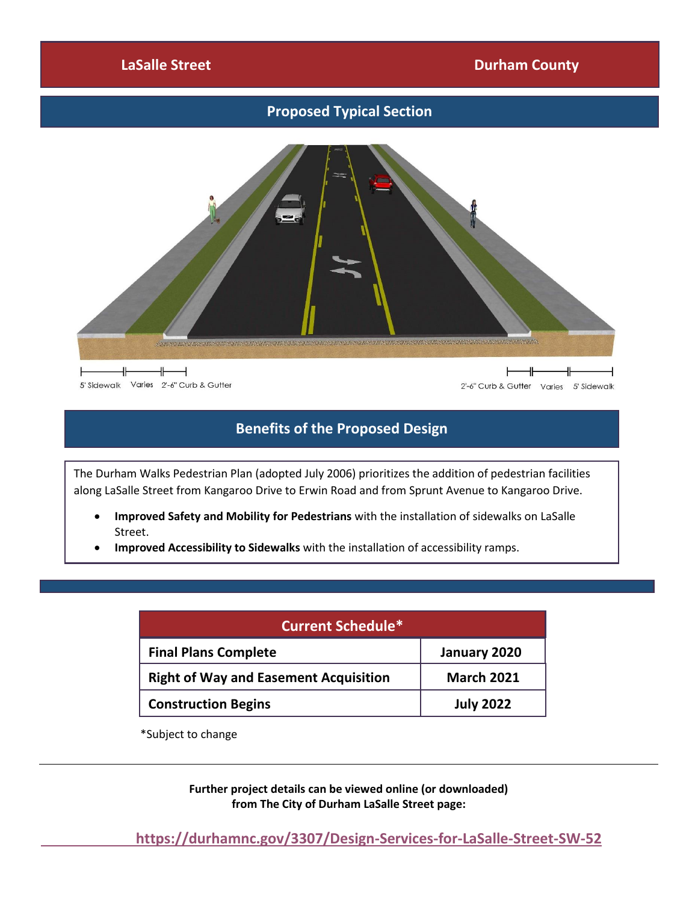**LaSalle Street** **Durham County**

## Proposed Typical Section

5' Sidewalk Varies 2'-6" Curb & Gutter

2'-6" Curb & Gutter Varies 5' Sidewalk

## Benefits of the Proposed Design

The Durham Walks Pedestrian Plan (adopted July 2006) prioritizes the addition of pedestrian facilities along LaSalle Street from Kangaroo Drive to Erwin Road and from Sprunt Avenue to Kangaroo Drive.

- **Improved Safety and Mobility for Pedestrians** with the installation of sidewalks on LaSalle Street.
- **Improved Accessibility to Sidewalks** with the installation of accessibility ramps.

| Current Schedule* | |
|---|---|
| **Final Plans Complete** | **January 2020** |
| **Right of Way and Easement Acquisition** | **March 2021** |
| **Construction Begins** | **July 2022** |

*Subject to change

**Further project details can be viewed online (or downloaded) from The City of Durham LaSalle Street page:**

**https://durhamnc.gov/3307/Design-Services-for-LaSalle-Street-SW-52**